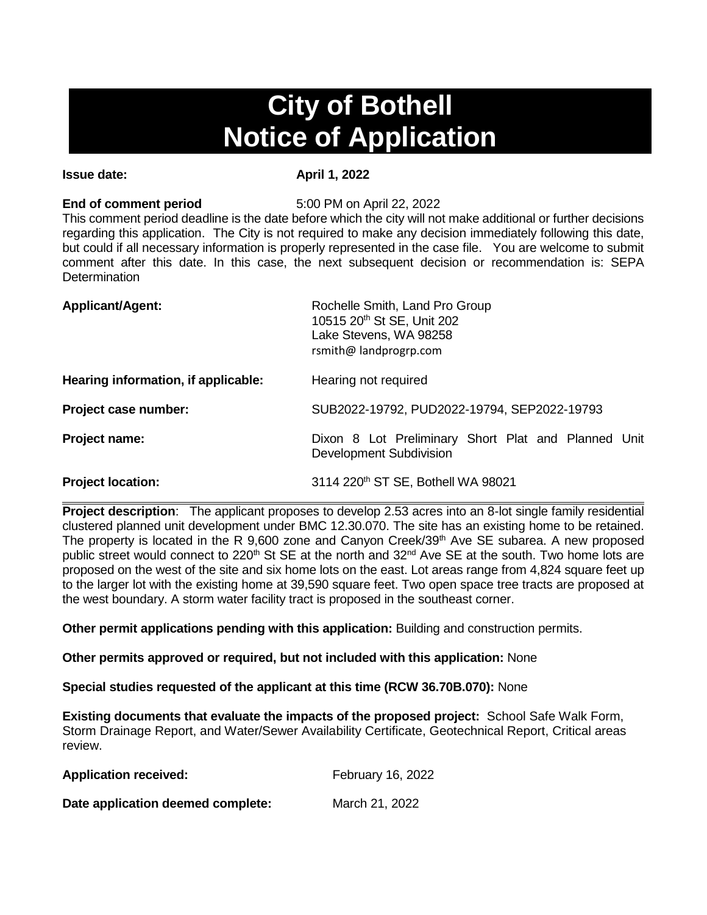# City of Bothell Notice of Application

**Issue date:** **April 1, 2022**

**End of comment period** 5:00 PM on April 22, 2022

This comment period deadline is the date before which the city will not make additional or further decisions regarding this application. The City is not required to make any decision immediately following this date, but could if all necessary information is properly represented in the case file. You are welcome to submit comment after this date. In this case, the next subsequent decision or recommendation is: SEPA Determination

**Applicant/Agent:** Rochelle Smith, Land Pro Group
10515 20th St SE, Unit 202
Lake Stevens, WA 98258
rsmith@ landprogrp.com

**Hearing information, if applicable:** Hearing not required

**Project case number:** SUB2022-19792, PUD2022-19794, SEP2022-19793

**Project name:** Dixon 8 Lot Preliminary Short Plat and Planned Unit Development Subdivision

**Project location:** 3114 220th ST SE, Bothell WA 98021

**Project description**: The applicant proposes to develop 2.53 acres into an 8-lot single family residential clustered planned unit development under BMC 12.30.070. The site has an existing home to be retained. The property is located in the R 9,600 zone and Canyon Creek/39th Ave SE subarea. A new proposed public street would connect to 220th St SE at the north and 32nd Ave SE at the south. Two home lots are proposed on the west of the site and six home lots on the east. Lot areas range from 4,824 square feet up to the larger lot with the existing home at 39,590 square feet. Two open space tree tracts are proposed at the west boundary. A storm water facility tract is proposed in the southeast corner.

**Other permit applications pending with this application:** Building and construction permits.

**Other permits approved or required, but not included with this application:** None

**Special studies requested of the applicant at this time (RCW 36.70B.070):** None

**Existing documents that evaluate the impacts of the proposed project:** School Safe Walk Form, Storm Drainage Report, and Water/Sewer Availability Certificate, Geotechnical Report, Critical areas review.

**Application received:** February 16, 2022

**Date application deemed complete:** March 21, 2022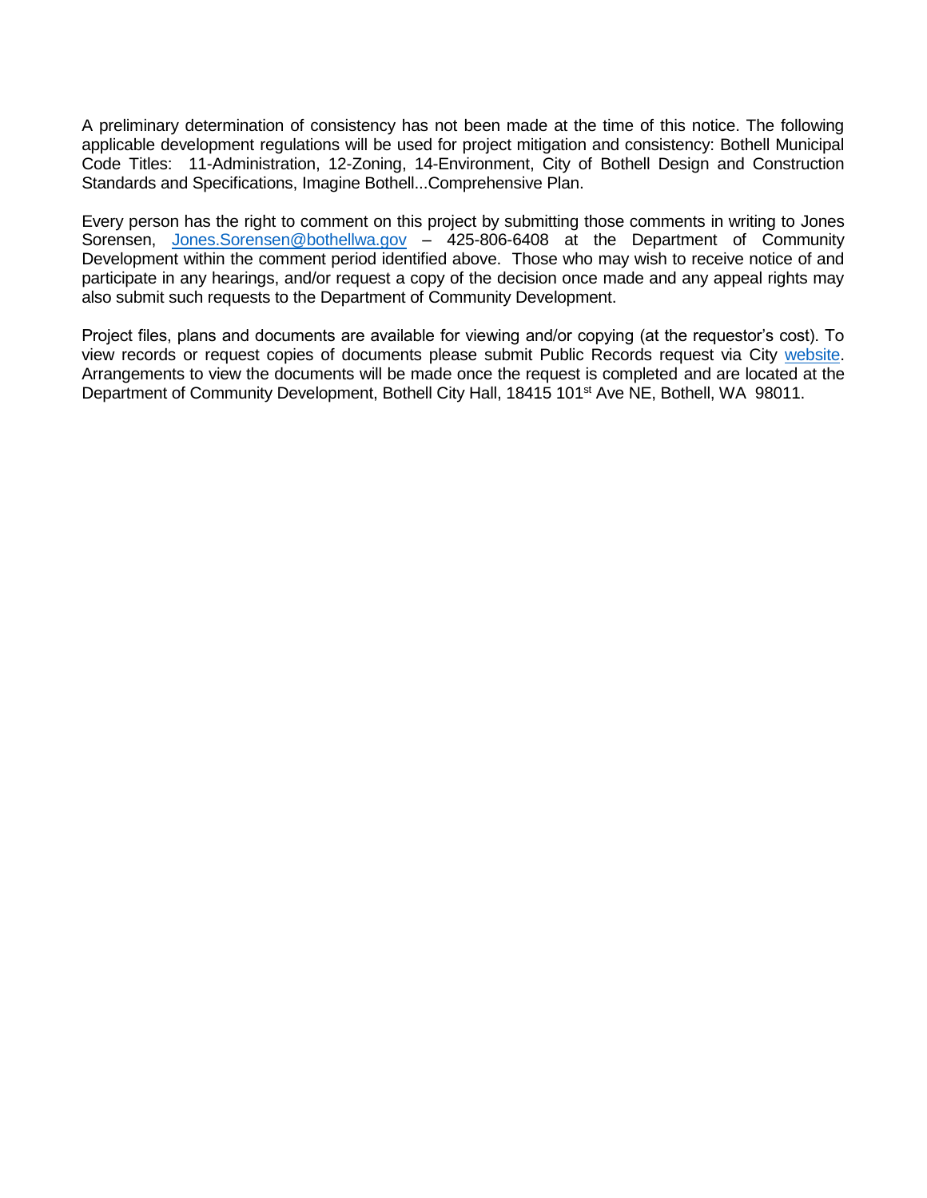A preliminary determination of consistency has not been made at the time of this notice. The following applicable development regulations will be used for project mitigation and consistency: Bothell Municipal Code Titles: 11-Administration, 12-Zoning, 14-Environment, City of Bothell Design and Construction Standards and Specifications, Imagine Bothell...Comprehensive Plan.

Every person has the right to comment on this project by submitting those comments in writing to Jones Sorensen, Jones.Sorensen@bothellwa.gov – 425-806-6408 at the Department of Community Development within the comment period identified above. Those who may wish to receive notice of and participate in any hearings, and/or request a copy of the decision once made and any appeal rights may also submit such requests to the Department of Community Development.

Project files, plans and documents are available for viewing and/or copying (at the requestor's cost). To view records or request copies of documents please submit Public Records request via City website. Arrangements to view the documents will be made once the request is completed and are located at the Department of Community Development, Bothell City Hall, 18415 101st Ave NE, Bothell, WA 98011.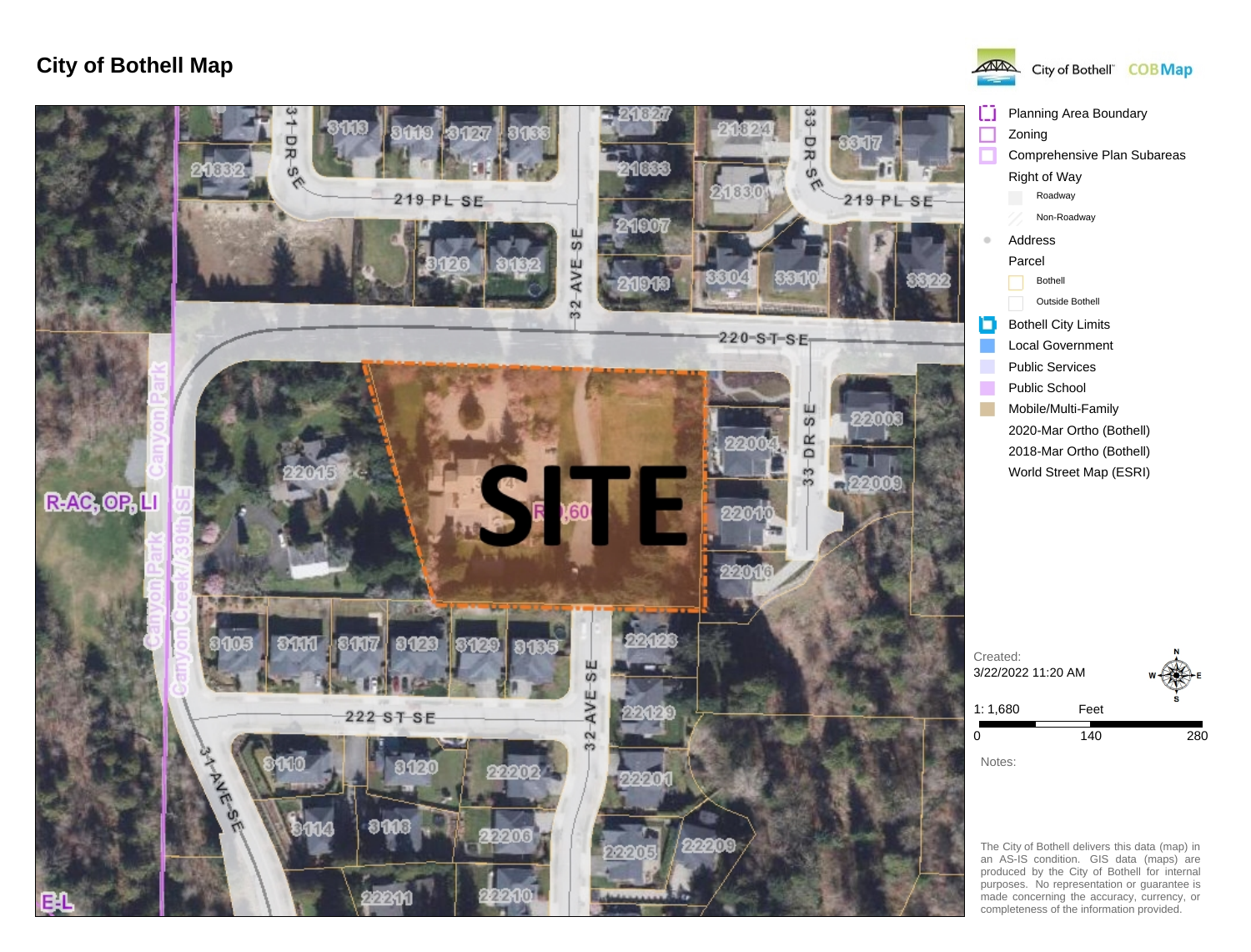# City of Bothell Map

City of Bothell™ COBMap

- Planning Area Boundary
- Zoning
- Comprehensive Plan Subareas
- Right of Way
  - Roadway
  - Non-Roadway
- Address
- Parcel
  - Bothell
  - Outside Bothell
- Bothell City Limits
- Local Government
- Public Services
- Public School
- Mobile/Multi-Family
- 2020-Mar Ortho (Bothell)
- 2018-Mar Ortho (Bothell)
- World Street Map (ESRI)

SITE

R 9,600

R-AC, OP, LI

E-L

Canyon Park

Canyon Creek/39th SE

219 PL SE

220 ST SE

222 ST SE

31 DR SE

32 AVE SE

33 DR SE

31 AVE SE

3113 3119 3127 3133 21827 21824 3317 21832 21833 21830 21907 3126 3132 21913 3304 3310 3322 22003 22004 22009 22010 22015 22016 3105 3111 3117 3123 3129 3135 22123 22129 3110 3120 22202 22201 3114 3118 22206 22205 22209 22211 22210

Created:
3/22/2022 11:20 AM

1: 1,680

Feet

0 140 280

N W E S

Notes:

The City of Bothell delivers this data (map) in an AS-IS condition. GIS data (maps) are produced by the City of Bothell for internal purposes. No representation or guarantee is made concerning the accuracy, currency, or completeness of the information provided.